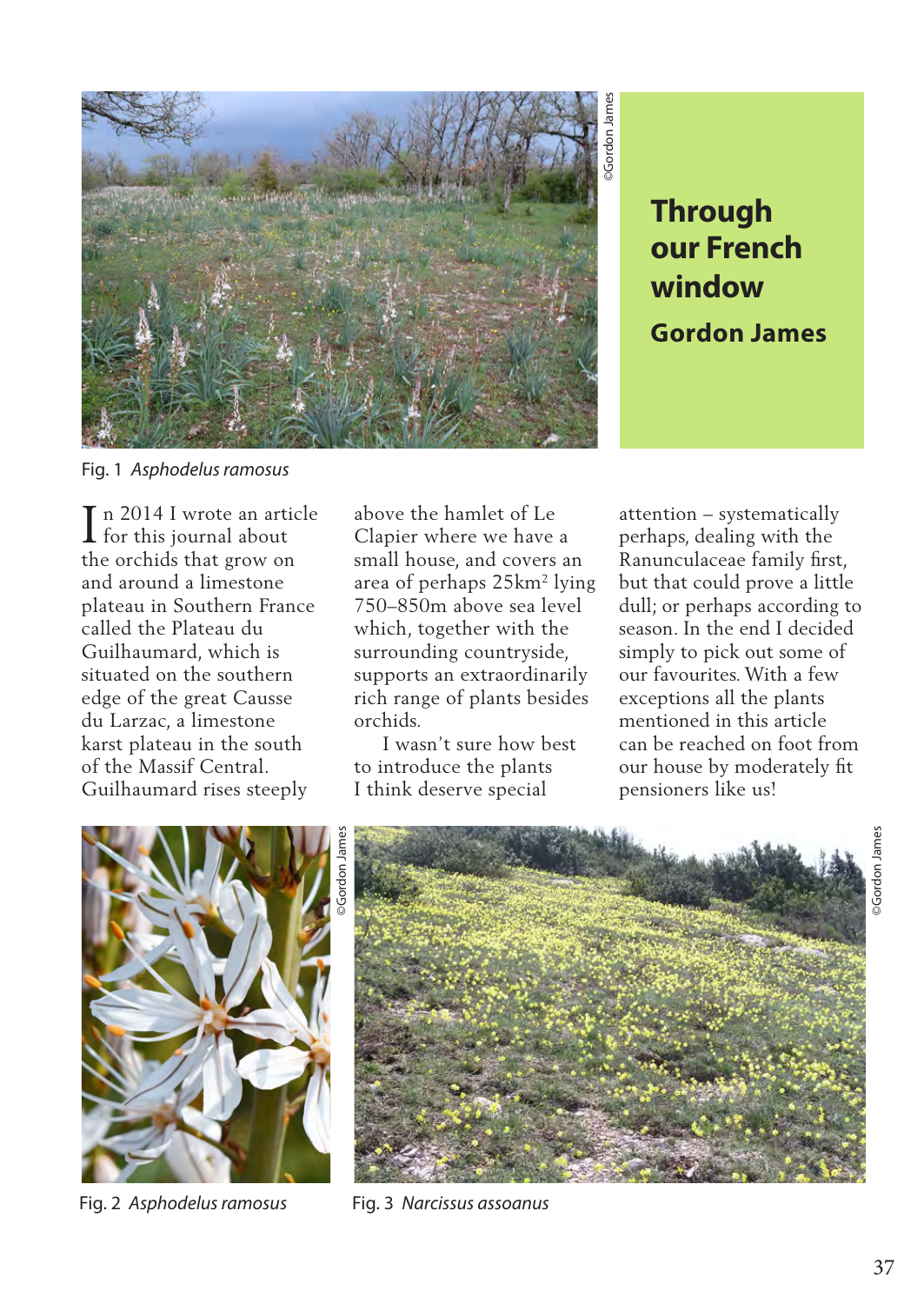# Through our French window

## Gordon James

©Gordon James

Fig. 1 *Asphodelus ramosus*

In 2014 I wrote an article for this journal about the orchids that grow on and around a limestone plateau in Southern France called the Plateau du Guilhaumard, which is situated on the southern edge of the great Causse du Larzac, a limestone karst plateau in the south of the Massif Central. Guilhaumard rises steeply above the hamlet of Le Clapier where we have a small house, and covers an area of perhaps 25km$^2$ lying 750–850m above sea level which, together with the surrounding countryside, supports an extraordinarily rich range of plants besides orchids.

I wasn't sure how best to introduce the plants I think deserve special attention – systematically perhaps, dealing with the Ranunculaceae family first, but that could prove a little dull; or perhaps according to season. In the end I decided simply to pick out some of our favourites. With a few exceptions all the plants mentioned in this article can be reached on foot from our house by moderately fit pensioners like us!

©Gordon James

Fig. 2 *Asphodelus ramosus*

©Gordon James

Fig. 3 *Narcissus assoanus*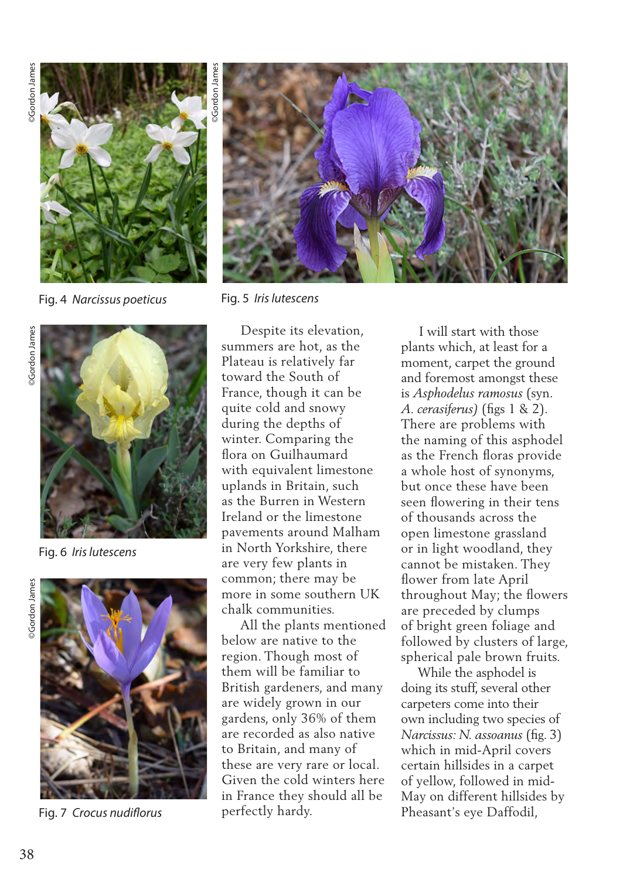Fig. 4 *Narcissus poeticus*

Fig. 5 *Iris lutescens*

Fig. 6 *Iris lutescens*

Fig. 7 *Crocus nudiflorus*

Despite its elevation, summers are hot, as the Plateau is relatively far toward the South of France, though it can be quite cold and snowy during the depths of winter. Comparing the flora on Guilhaumard with equivalent limestone uplands in Britain, such as the Burren in Western Ireland or the limestone pavements around Malham in North Yorkshire, there are very few plants in common; there may be more in some southern UK chalk communities.

All the plants mentioned below are native to the region. Though most of them will be familiar to British gardeners, and many are widely grown in our gardens, only 36% of them are recorded as also native to Britain, and many of these are very rare or local. Given the cold winters here in France they should all be perfectly hardy.

I will start with those plants which, at least for a moment, carpet the ground and foremost amongst these is *Asphodelus ramosus* (syn. *A. cerasiferus*) (figs 1 & 2). There are problems with the naming of this asphodel as the French floras provide a whole host of synonyms, but once these have been seen flowering in their tens of thousands across the open limestone grassland or in light woodland, they cannot be mistaken. They flower from late April throughout May; the flowers are preceded by clumps of bright green foliage and followed by clusters of large, spherical pale brown fruits.

While the asphodel is doing its stuff, several other carpeters come into their own including two species of *Narcissus: N. assoanus* (fig. 3) which in mid-April covers certain hillsides in a carpet of yellow, followed in mid-May on different hillsides by Pheasant's eye Daffodil,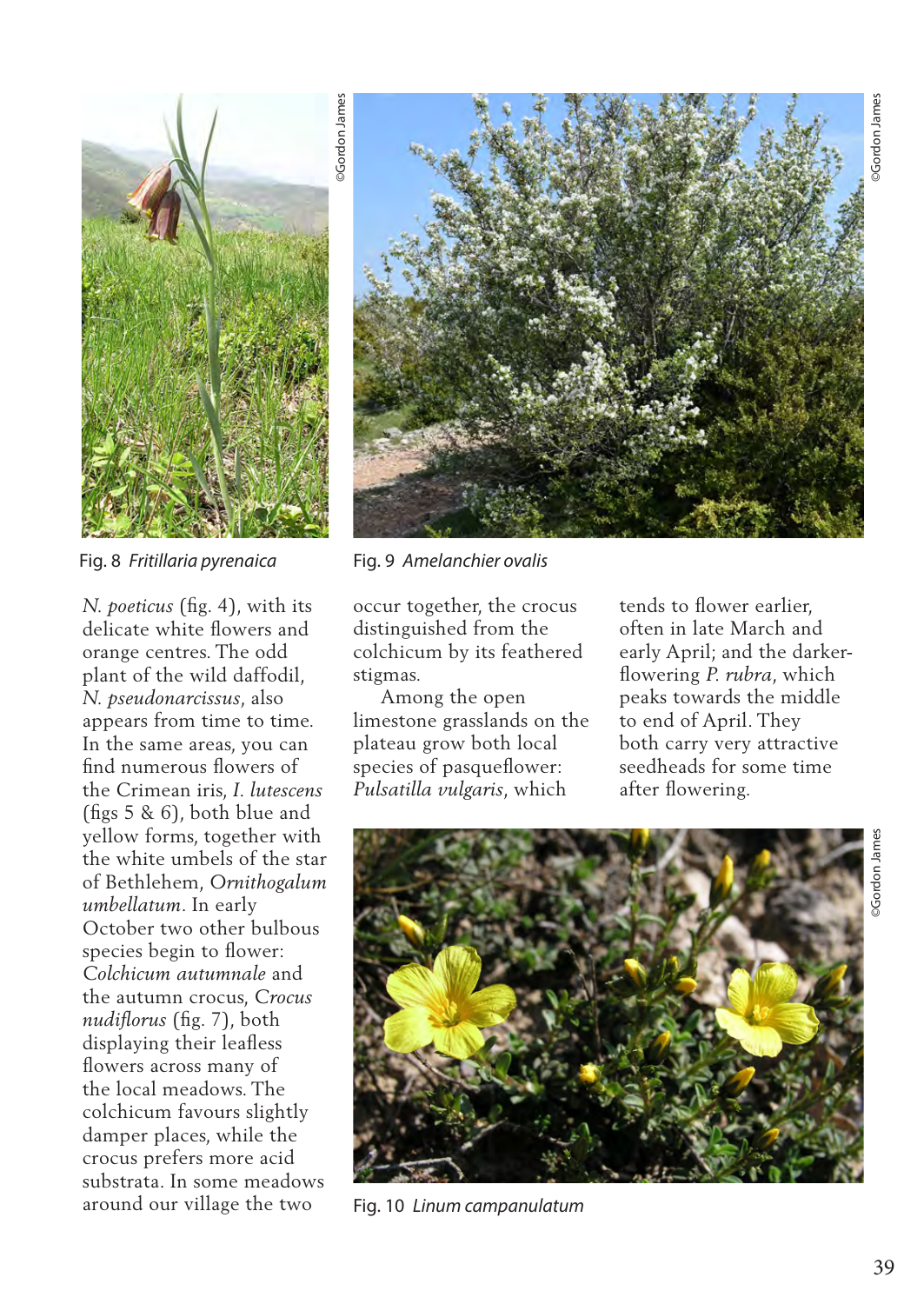Fig. 8 *Fritillaria pyrenaica*

Fig. 9 *Amelanchier ovalis*

*N. poeticus* (fig. 4), with its delicate white flowers and orange centres. The odd plant of the wild daffodil, *N. pseudonarcissus*, also appears from time to time. In the same areas, you can find numerous flowers of the Crimean iris, *I. lutescens* (figs 5 & 6), both blue and yellow forms, together with the white umbels of the star of Bethlehem, *Ornithogalum umbellatum*. In early October two other bulbous species begin to flower: *Colchicum autumnale* and the autumn crocus, *Crocus nudiflorus* (fig. 7), both displaying their leafless flowers across many of the local meadows. The colchicum favours slightly damper places, while the crocus prefers more acid substrata. In some meadows around our village the two occur together, the crocus distinguished from the colchicum by its feathered stigmas.

Among the open limestone grasslands on the plateau grow both local species of pasqueflower: *Pulsatilla vulgaris*, which tends to flower earlier, often in late March and early April; and the darker-flowering *P. rubra*, which peaks towards the middle to end of April. They both carry very attractive seedheads for some time after flowering.

Fig. 10 *Linum campanulatum*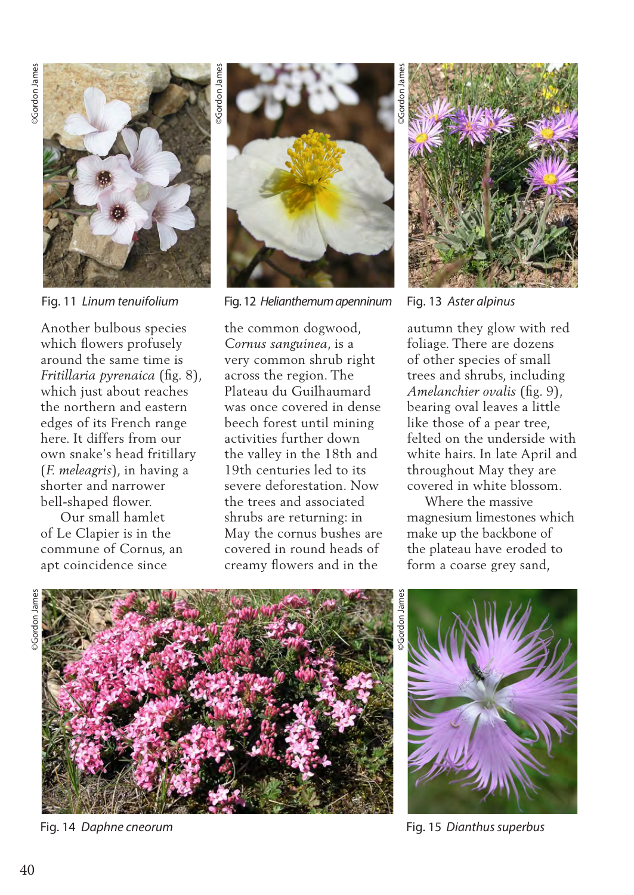Fig. 11 *Linum tenuifolium*

Fig. 12 *Helianthemum apenninum*

Fig. 13 *Aster alpinus*

Another bulbous species which flowers profusely around the same time is *Fritillaria pyrenaica* (fig. 8), which just about reaches the northern and eastern edges of its French range here. It differs from our own snake's head fritillary (*F. meleagris*), in having a shorter and narrower bell-shaped flower.

Our small hamlet of Le Clapier is in the commune of Cornus, an apt coincidence since the common dogwood, *Cornus sanguinea*, is a very common shrub right across the region. The Plateau du Guilhaumard was once covered in dense beech forest until mining activities further down the valley in the 18th and 19th centuries led to its severe deforestation. Now the trees and associated shrubs are returning: in May the cornus bushes are covered in round heads of creamy flowers and in the autumn they glow with red foliage. There are dozens of other species of small trees and shrubs, including *Amelanchier ovalis* (fig. 9), bearing oval leaves a little like those of a pear tree, felted on the underside with white hairs. In late April and throughout May they are covered in white blossom.

Where the massive magnesium limestones which make up the backbone of the plateau have eroded to form a coarse grey sand,

Fig. 14 *Daphne cneorum*

Fig. 15 *Dianthus superbus*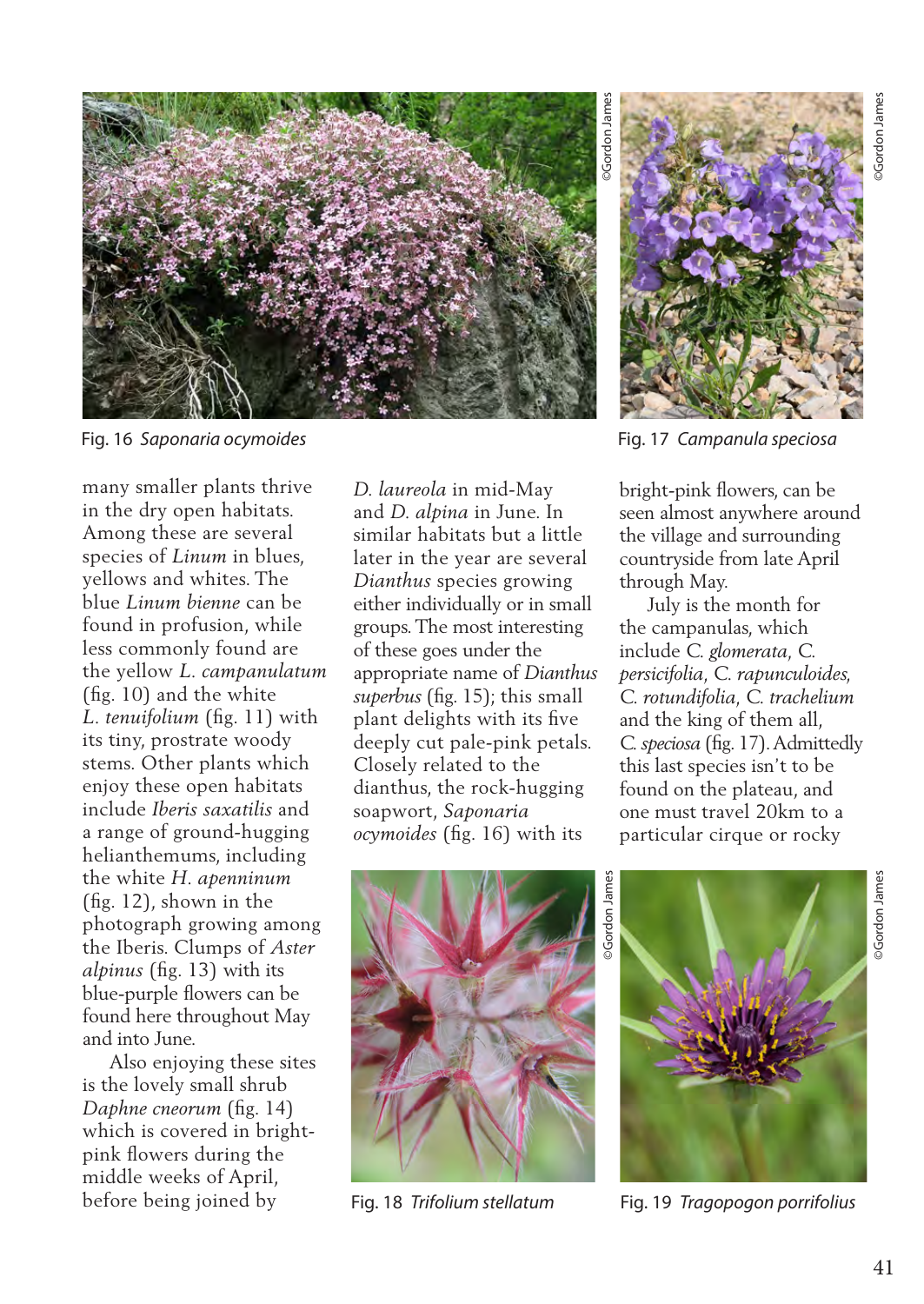Fig. 16 *Saponaria ocymoides*

Fig. 17 *Campanula speciosa*

many smaller plants thrive in the dry open habitats. Among these are several species of *Linum* in blues, yellows and whites. The blue *Linum bienne* can be found in profusion, while less commonly found are the yellow *L. campanulatum* (fig. 10) and the white *L. tenuifolium* (fig. 11) with its tiny, prostrate woody stems. Other plants which enjoy these open habitats include *Iberis saxatilis* and a range of ground-hugging helianthemums, including the white *H. apenninum* (fig. 12), shown in the photograph growing among the Iberis. Clumps of *Aster alpinus* (fig. 13) with its blue-purple flowers can be found here throughout May and into June.

Also enjoying these sites is the lovely small shrub *Daphne cneorum* (fig. 14) which is covered in bright-pink flowers during the middle weeks of April, before being joined by *D. laureola* in mid-May and *D. alpina* in June. In similar habitats but a little later in the year are several *Dianthus* species growing either individually or in small groups. The most interesting of these goes under the appropriate name of *Dianthus superbus* (fig. 15); this small plant delights with its five deeply cut pale-pink petals. Closely related to the dianthus, the rock-hugging soapwort, *Saponaria ocymoides* (fig. 16) with its bright-pink flowers, can be seen almost anywhere around the village and surrounding countryside from late April through May.

July is the month for the campanulas, which include *C. glomerata*, *C. persicifolia*, *C. rapunculoides*, *C. rotundifolia*, *C. trachelium* and the king of them all, *C. speciosa* (fig. 17). Admittedly this last species isn't to be found on the plateau, and one must travel 20km to a particular cirque or rocky

Fig. 18 *Trifolium stellatum*

Fig. 19 *Tragopogon porrifolius*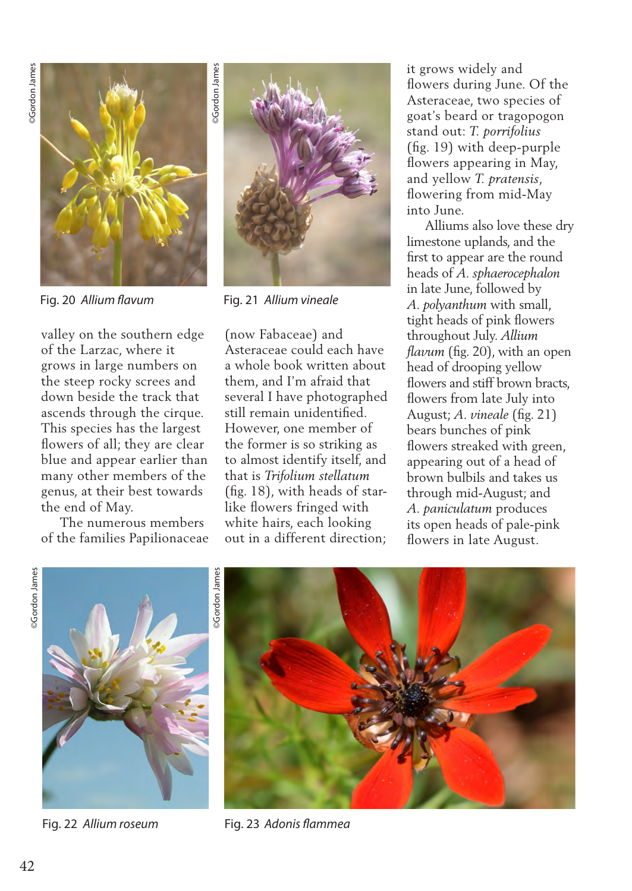Fig. 20 *Allium flavum*

Fig. 21 *Allium vineale*

valley on the southern edge of the Larzac, where it grows in large numbers on the steep rocky screes and down beside the track that ascends through the cirque. This species has the largest flowers of all; they are clear blue and appear earlier than many other members of the genus, at their best towards the end of May.

The numerous members of the families Papilionaceae (now Fabaceae) and Asteraceae could each have a whole book written about them, and I'm afraid that several I have photographed still remain unidentified. However, one member of the former is so striking as to almost identify itself, and that is *Trifolium stellatum* (fig. 18), with heads of star-like flowers fringed with white hairs, each looking out in a different direction; it grows widely and flowers during June. Of the Asteraceae, two species of goat's beard or tragopogon stand out: *T. porrifolius* (fig. 19) with deep-purple flowers appearing in May, and yellow *T. pratensis*, flowering from mid-May into June.

Alliums also love these dry limestone uplands, and the first to appear are the round heads of *A. sphaerocephalon* in late June, followed by *A. polyanthum* with small, tight heads of pink flowers throughout July. *Allium flavum* (fig. 20), with an open head of drooping yellow flowers and stiff brown bracts, flowers from late July into August; *A. vineale* (fig. 21) bears bunches of pink flowers streaked with green, appearing out of a head of brown bulbils and takes us through mid-August; and *A. paniculatum* produces its open heads of pale-pink flowers in late August.

Fig. 22 *Allium roseum*

Fig. 23 *Adonis flammea*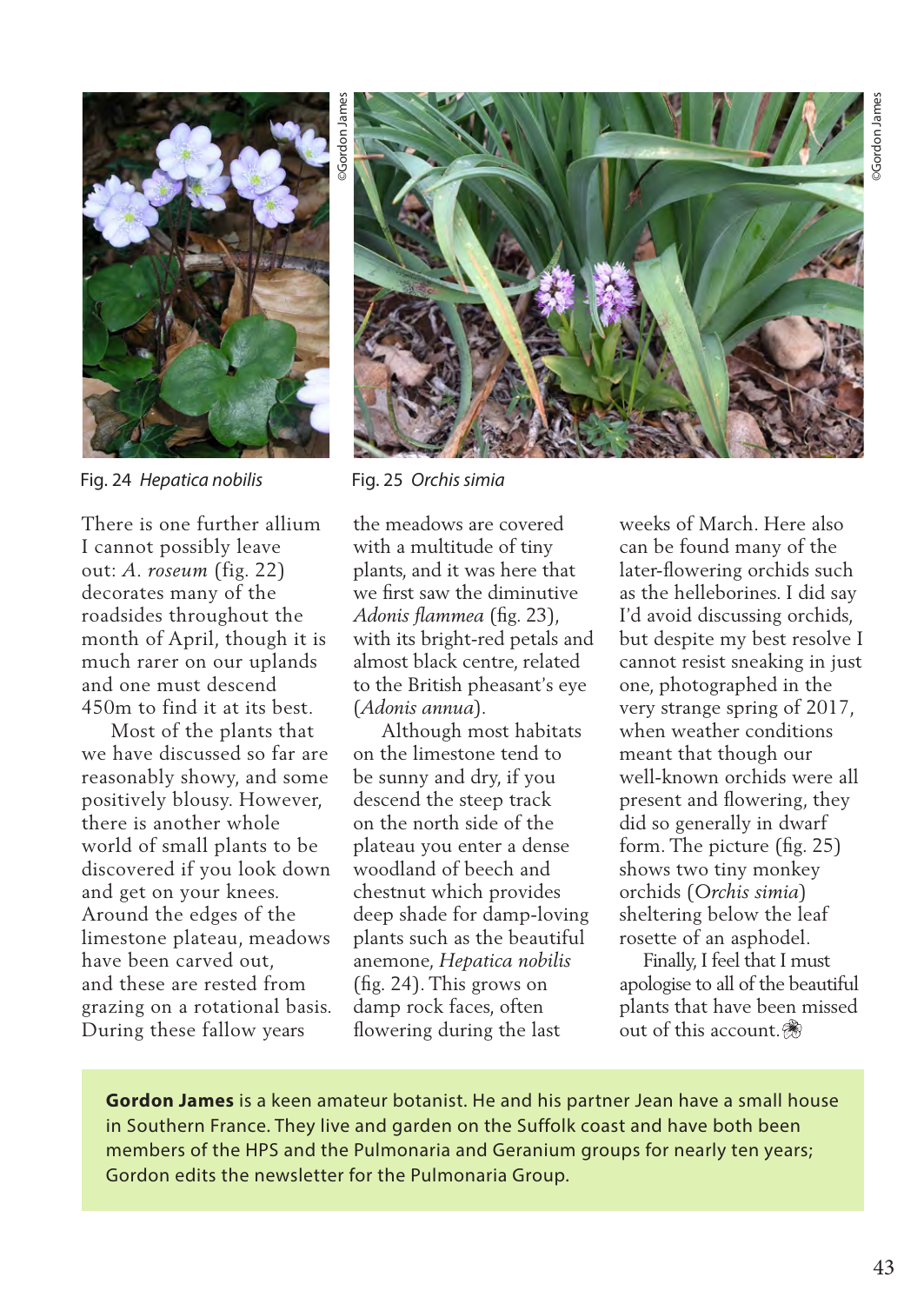Fig. 24 *Hepatica nobilis*

Fig. 25 *Orchis simia*

There is one further allium I cannot possibly leave out: *A. roseum* (fig. 22) decorates many of the roadsides throughout the month of April, though it is much rarer on our uplands and one must descend 450m to find it at its best.

Most of the plants that we have discussed so far are reasonably showy, and some positively blousy. However, there is another whole world of small plants to be discovered if you look down and get on your knees. Around the edges of the limestone plateau, meadows have been carved out, and these are rested from grazing on a rotational basis. During these fallow years the meadows are covered with a multitude of tiny plants, and it was here that we first saw the diminutive *Adonis flammea* (fig. 23), with its bright-red petals and almost black centre, related to the British pheasant's eye (*Adonis annua*).

Although most habitats on the limestone tend to be sunny and dry, if you descend the steep track on the north side of the plateau you enter a dense woodland of beech and chestnut which provides deep shade for damp-loving plants such as the beautiful anemone, *Hepatica nobilis* (fig. 24). This grows on damp rock faces, often flowering during the last weeks of March. Here also can be found many of the later-flowering orchids such as the helleborines. I did say I'd avoid discussing orchids, but despite my best resolve I cannot resist sneaking in just one, photographed in the very strange spring of 2017, when weather conditions meant that though our well-known orchids were all present and flowering, they did so generally in dwarf form. The picture (fig. 25) shows two tiny monkey orchids (*Orchis simia*) sheltering below the leaf rosette of an asphodel.

Finally, I feel that I must apologise to all of the beautiful plants that have been missed out of this account.

**Gordon James** is a keen amateur botanist. He and his partner Jean have a small house in Southern France. They live and garden on the Suffolk coast and have both been members of the HPS and the Pulmonaria and Geranium groups for nearly ten years; Gordon edits the newsletter for the Pulmonaria Group.